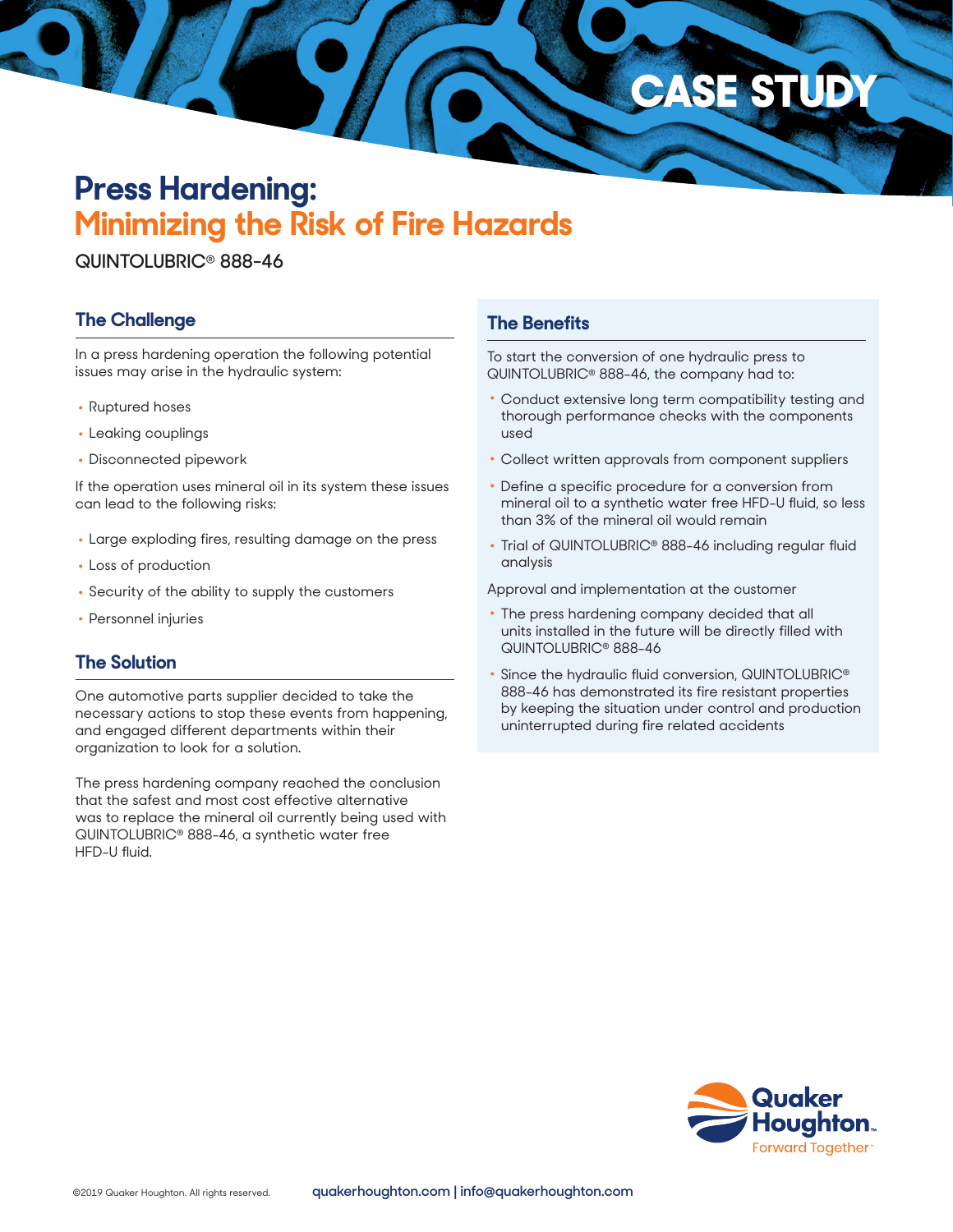CASE STUDY

# Press Hardening:
# Minimizing the Risk of Fire Hazards

QUINTOLUBRIC® 888-46

## The Challenge

In a press hardening operation the following potential issues may arise in the hydraulic system:

- Ruptured hoses
- Leaking couplings
- Disconnected pipework

If the operation uses mineral oil in its system these issues can lead to the following risks:

- Large exploding fires, resulting damage on the press
- Loss of production
- Security of the ability to supply the customers
- Personnel injuries

## The Solution

One automotive parts supplier decided to take the necessary actions to stop these events from happening, and engaged different departments within their organization to look for a solution.

The press hardening company reached the conclusion that the safest and most cost effective alternative was to replace the mineral oil currently being used with QUINTOLUBRIC® 888-46, a synthetic water free HFD-U fluid.

## The Benefits

To start the conversion of one hydraulic press to QUINTOLUBRIC® 888-46, the company had to:

- Conduct extensive long term compatibility testing and thorough performance checks with the components used
- Collect written approvals from component suppliers
- Define a specific procedure for a conversion from mineral oil to a synthetic water free HFD-U fluid, so less than 3% of the mineral oil would remain
- Trial of QUINTOLUBRIC® 888-46 including regular fluid analysis

Approval and implementation at the customer

- The press hardening company decided that all units installed in the future will be directly filled with QUINTOLUBRIC® 888-46
- Since the hydraulic fluid conversion, QUINTOLUBRIC® 888-46 has demonstrated its fire resistant properties by keeping the situation under control and production uninterrupted during fire related accidents

Quaker Houghton. Forward Together

©2019 Quaker Houghton. All rights reserved. quakerhoughton.com | info@quakerhoughton.com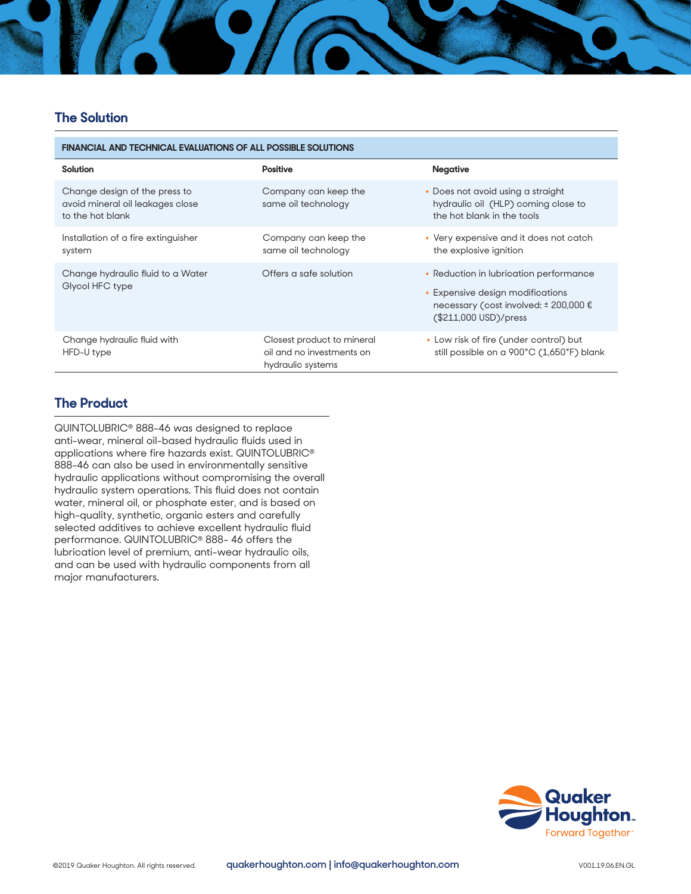## The Solution

| FINANCIAL AND TECHNICAL EVALUATIONS OF ALL POSSIBLE SOLUTIONS | | |
|---|---|---|
| **Solution** | **Positive** | **Negative** |
| Change design of the press to avoid mineral oil leakages close to the hot blank | Company can keep the same oil technology | • Does not avoid using a straight hydraulic oil (HLP) coming close to the hot blank in the tools |
| Installation of a fire extinguisher system | Company can keep the same oil technology | • Very expensive and it does not catch the explosive ignition |
| Change hydraulic fluid to a Water Glycol HFC type | Offers a safe solution | • Reduction in lubrication performance<br>• Expensive design modifications necessary (cost involved: ± 200,000 € ($211,000 USD)/press |
| Change hydraulic fluid with HFD-U type | Closest product to mineral oil and no investments on hydraulic systems | • Low risk of fire (under control) but still possible on a 900°C (1,650°F) blank |

## The Product

QUINTOLUBRIC® 888-46 was designed to replace anti-wear, mineral oil-based hydraulic fluids used in applications where fire hazards exist. QUINTOLUBRIC® 888-46 can also be used in environmentally sensitive hydraulic applications without compromising the overall hydraulic system operations. This fluid does not contain water, mineral oil, or phosphate ester, and is based on high-quality, synthetic, organic esters and carefully selected additives to achieve excellent hydraulic fluid performance. QUINTOLUBRIC® 888- 46 offers the lubrication level of premium, anti-wear hydraulic oils, and can be used with hydraulic components from all major manufacturers.

Quaker Houghton. Forward Together™

©2019 Quaker Houghton. All rights reserved.

quakerhoughton.com | info@quakerhoughton.com

V001.19.06.EN.GL